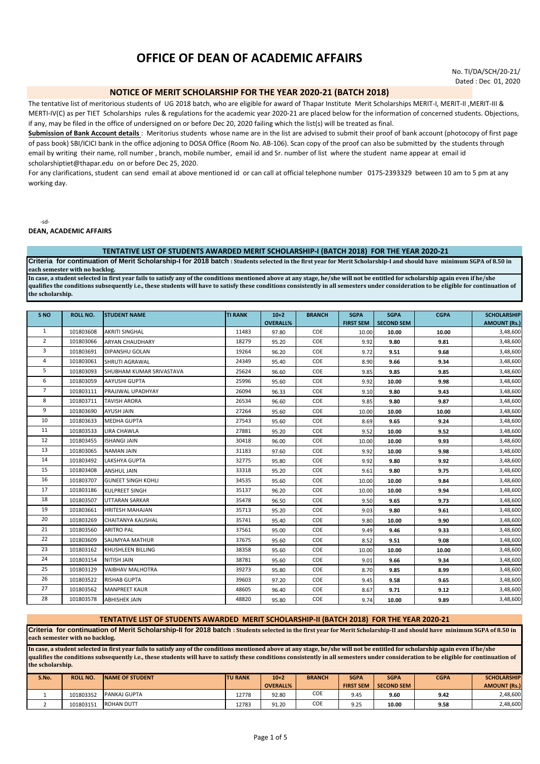# OFFICE OF DEAN OF ACADEMIC AFFAIRS

No. TI/DA/SCH/20-21/
Dated : Dec 01, 2020

## NOTICE OF MERIT SCHOLARSHIP FOR THE YEAR 2020-21 (BATCH 2018)

The tentative list of meritorious students of UG 2018 batch, who are eligible for award of Thapar Institute Merit Scholarships MERIT-I, MERIT-II ,MERIT-III & MERTI-IV(C) as per TIET Scholarships rules & regulations for the academic year 2020-21 are placed below for the information of concerned students. Objections, if any, may be filed in the office of undersigned on or before Dec 20, 2020 failing which the list(s) will be treated as final.

**Submission of Bank Account details** : Meritorius students whose name are in the list are advised to submit their proof of bank account (photocopy of first page of pass book) SBI/ICICI bank in the office adjoning to DOSA Office (Room No. AB-106). Scan copy of the proof can also be submitted by the students through email by writing their name, roll number , branch, mobile number, email id and Sr. number of list where the student name appear at email id scholarshiptiet@thapar.edu on or before Dec 25, 2020.

For any clarifications, student can send email at above mentioned id or can call at official telephone number 0175-2393329 between 10 am to 5 pm at any working day.

-sd-

**DEAN, ACADEMIC AFFAIRS**

### TENTATIVE LIST OF STUDENTS AWARDED MERIT SCHOLARSHIP-I (BATCH 2018) FOR THE YEAR 2020-21

**Criteria for continuation of Merit Scholarship-I for 2018 batch : Students selected in the first year for Merit Scholarship-I and should have minimum SGPA of 8.50 in each semester with no backlog.**

**In case, a student selected in first year fails to satisfy any of the conditions mentioned above at any stage, he/she will not be entitled for scholarship again even if he/she qualifies the conditions subsequently i.e., these students will have to satisfy these conditions consistently in all semesters under consideration to be eligible for continuation of the scholarship.**

| S NO | ROLL NO. | STUDENT NAME | TI RANK | 10+2 OVERALL% | BRANCH | SGPA FIRST SEM | SGPA SECOND SEM | CGPA | SCHOLARSHIP AMOUNT (Rs.) |
|---|---|---|---|---|---|---|---|---|---|
| 1 | 101803608 | AKRITI SINGHAL | 11483 | 97.80 | COE | 10.00 | **10.00** | **10.00** | 3,48,600 |
| 2 | 101803066 | ARYAN CHAUDHARY | 18279 | 95.20 | COE | 9.92 | **9.80** | **9.81** | 3,48,600 |
| 3 | 101803691 | DIPANSHU GOLAN | 19264 | 96.20 | COE | 9.72 | **9.51** | **9.68** | 3,48,600 |
| 4 | 101803061 | SHRUTI AGRAWAL | 24349 | 95.40 | COE | 8.90 | **9.66** | **9.34** | 3,48,600 |
| 5 | 101803093 | SHUBHAM KUMAR SRIVASTAVA | 25624 | 96.60 | COE | 9.85 | **9.85** | **9.85** | 3,48,600 |
| 6 | 101803059 | AAYUSHI GUPTA | 25996 | 95.60 | COE | 9.92 | **10.00** | **9.98** | 3,48,600 |
| 7 | 101803111 | PRAJJWAL UPADHYAY | 26094 | 96.33 | COE | 9.10 | **9.80** | **9.43** | 3,48,600 |
| 8 | 101803711 | TAVISH ARORA | 26534 | 96.60 | COE | 9.85 | **9.80** | **9.87** | 3,48,600 |
| 9 | 101803690 | AYUSH JAIN | 27264 | 95.60 | COE | 10.00 | **10.00** | **10.00** | 3,48,600 |
| 10 | 101803633 | MEDHA GUPTA | 27543 | 95.60 | COE | 8.69 | **9.65** | **9.24** | 3,48,600 |
| 11 | 101803533 | LIRA CHAWLA | 27881 | 95.20 | COE | 9.52 | **10.00** | **9.52** | 3,48,600 |
| 12 | 101803455 | ISHANGI JAIN | 30418 | 96.00 | COE | 10.00 | **10.00** | **9.93** | 3,48,600 |
| 13 | 101803065 | NAMAN JAIN | 31183 | 97.60 | COE | 9.92 | **10.00** | **9.98** | 3,48,600 |
| 14 | 101803492 | LAKSHYA GUPTA | 32775 | 95.80 | COE | 9.92 | **9.80** | **9.92** | 3,48,600 |
| 15 | 101803408 | ANSHUL JAIN | 33318 | 95.20 | COE | 9.61 | **9.80** | **9.75** | 3,48,600 |
| 16 | 101803707 | GUNEET SINGH KOHLI | 34535 | 95.60 | COE | 10.00 | **10.00** | **9.84** | 3,48,600 |
| 17 | 101803186 | KULPREET SINGH | 35137 | 96.20 | COE | 10.00 | **10.00** | **9.94** | 3,48,600 |
| 18 | 101803507 | UTTARAN SARKAR | 35478 | 96.50 | COE | 9.50 | **9.65** | **9.73** | 3,48,600 |
| 19 | 101803661 | HRITESH MAHAJAN | 35713 | 95.20 | COE | 9.03 | **9.80** | **9.61** | 3,48,600 |
| 20 | 101803269 | CHAITANYA KAUSHAL | 35741 | 95.40 | COE | 9.80 | **10.00** | **9.90** | 3,48,600 |
| 21 | 101803560 | ARITRO PAL | 37561 | 95.00 | COE | 9.49 | **9.46** | **9.33** | 3,48,600 |
| 22 | 101803609 | SAUMYAA MATHUR | 37675 | 95.60 | COE | 8.52 | **9.51** | **9.08** | 3,48,600 |
| 23 | 101803162 | KHUSHLEEN BILLING | 38358 | 95.60 | COE | 10.00 | **10.00** | **10.00** | 3,48,600 |
| 24 | 101803154 | NITISH JAIN | 38781 | 95.60 | COE | 9.01 | **9.66** | **9.34** | 3,48,600 |
| 25 | 101803129 | VAIBHAV MALHOTRA | 39273 | 95.80 | COE | 8.70 | **9.85** | **8.99** | 3,48,600 |
| 26 | 101803522 | RISHAB GUPTA | 39603 | 97.20 | COE | 9.45 | **9.58** | **9.65** | 3,48,600 |
| 27 | 101803562 | MANPREET KAUR | 48605 | 96.40 | COE | 8.67 | **9.71** | **9.12** | 3,48,600 |
| 28 | 101803578 | ABHISHEK JAIN | 48820 | 95.80 | COE | 9.74 | **10.00** | **9.89** | 3,48,600 |

### TENTATIVE LIST OF STUDENTS AWARDED MERIT SCHOLARSHIP-II (BATCH 2018) FOR THE YEAR 2020-21

**Criteria for continuation of Merit Scholarship-II for 2018 batch : Students selected in the first year for Merit Scholarship-II and should have minimum SGPA of 8.50 in each semester with no backlog.**

**In case, a student selected in first year fails to satisfy any of the conditions mentioned above at any stage, he/she will not be entitled for scholarship again even if he/she qualifies the conditions subsequently i.e., these students will have to satisfy these conditions consistently in all semesters under consideration to be eligible for continuation of the scholarship.**

| S.No. | ROLL NO. | NAME OF STUDENT | TU RANK | 10+2 OVERALL% | BRANCH | SGPA FIRST SEM | SGPA SECOND SEM | CGPA | SCHOLARSHIP AMOUNT (Rs.) |
|---|---|---|---|---|---|---|---|---|---|
| 1 | 101803352 | PANKAJ GUPTA | 12778 | 92.80 | COE | 9.45 | **9.60** | **9.42** | 2,48,600 |
| 2 | 101803151 | ROHAN DUTT | 12783 | 91.20 | COE | 9.25 | **10.00** | **9.58** | 2,48,600 |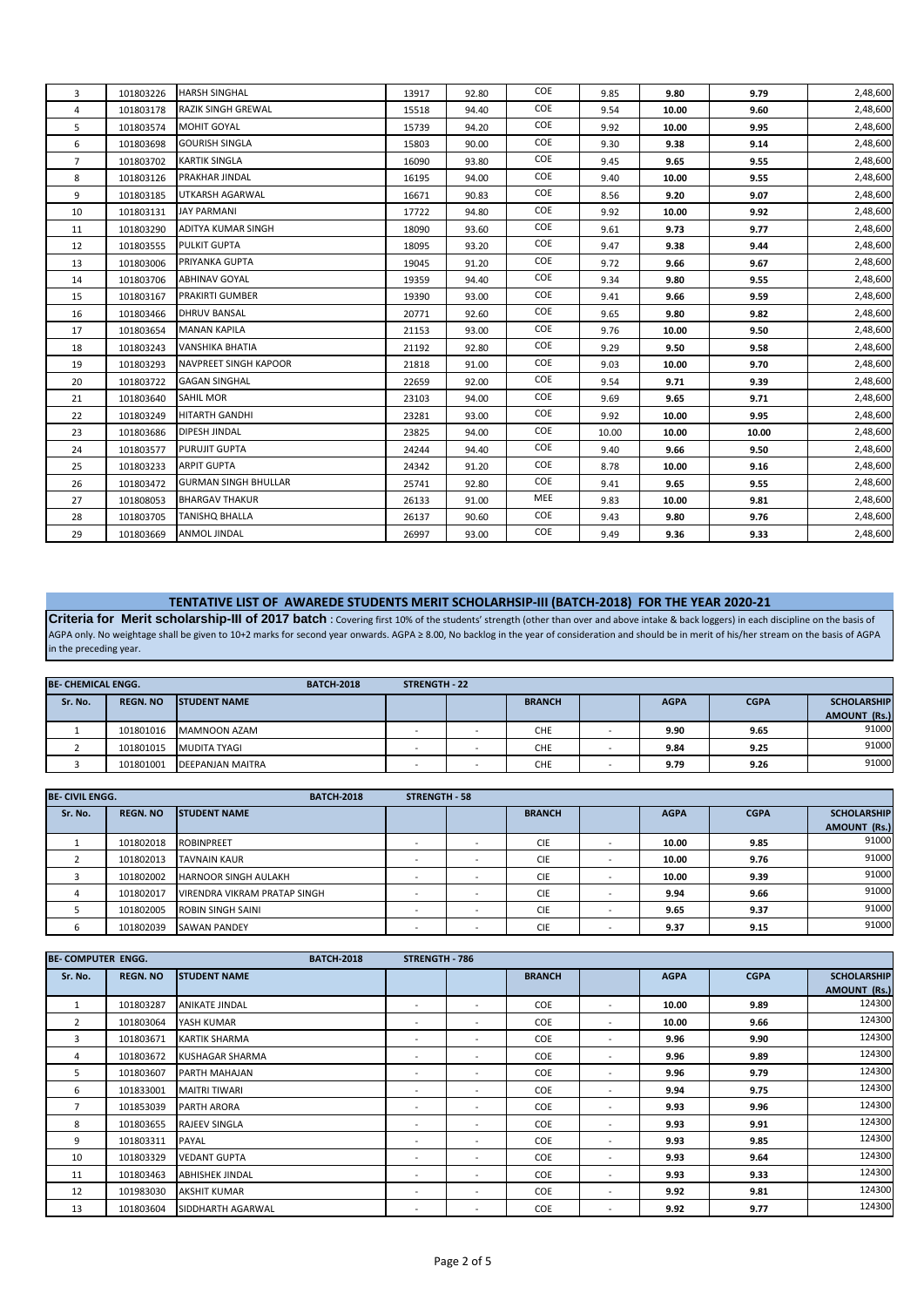| 3 | 101803226 | HARSH SINGHAL | 13917 | 92.80 | COE | 9.85 | 9.80 | 9.79 | 2,48,600 |
|---|---|---|---|---|---|---|---|---|---|
| 4 | 101803178 | RAZIK SINGH GREWAL | 15518 | 94.40 | COE | 9.54 | 10.00 | 9.60 | 2,48,600 |
| 5 | 101803574 | MOHIT GOYAL | 15739 | 94.20 | COE | 9.92 | 10.00 | 9.95 | 2,48,600 |
| 6 | 101803698 | GOURISH SINGLA | 15803 | 90.00 | COE | 9.30 | 9.38 | 9.14 | 2,48,600 |
| 7 | 101803702 | KARTIK SINGLA | 16090 | 93.80 | COE | 9.45 | 9.65 | 9.55 | 2,48,600 |
| 8 | 101803126 | PRAKHAR JINDAL | 16195 | 94.00 | COE | 9.40 | 10.00 | 9.55 | 2,48,600 |
| 9 | 101803185 | UTKARSH AGARWAL | 16671 | 90.83 | COE | 8.56 | 9.20 | 9.07 | 2,48,600 |
| 10 | 101803131 | JAY PARMANI | 17722 | 94.80 | COE | 9.92 | 10.00 | 9.92 | 2,48,600 |
| 11 | 101803290 | ADITYA KUMAR SINGH | 18090 | 93.60 | COE | 9.61 | 9.73 | 9.77 | 2,48,600 |
| 12 | 101803555 | PULKIT GUPTA | 18095 | 93.20 | COE | 9.47 | 9.38 | 9.44 | 2,48,600 |
| 13 | 101803006 | PRIYANKA GUPTA | 19045 | 91.20 | COE | 9.72 | 9.66 | 9.67 | 2,48,600 |
| 14 | 101803706 | ABHINAV GOYAL | 19359 | 94.40 | COE | 9.34 | 9.80 | 9.55 | 2,48,600 |
| 15 | 101803167 | PRAKIRTI GUMBER | 19390 | 93.00 | COE | 9.41 | 9.66 | 9.59 | 2,48,600 |
| 16 | 101803466 | DHRUV BANSAL | 20771 | 92.60 | COE | 9.65 | 9.80 | 9.82 | 2,48,600 |
| 17 | 101803654 | MANAN KAPILA | 21153 | 93.00 | COE | 9.76 | 10.00 | 9.50 | 2,48,600 |
| 18 | 101803243 | VANSHIKA BHATIA | 21192 | 92.80 | COE | 9.29 | 9.50 | 9.58 | 2,48,600 |
| 19 | 101803293 | NAVPREET SINGH KAPOOR | 21818 | 91.00 | COE | 9.03 | 10.00 | 9.70 | 2,48,600 |
| 20 | 101803722 | GAGAN SINGHAL | 22659 | 92.00 | COE | 9.54 | 9.71 | 9.39 | 2,48,600 |
| 21 | 101803640 | SAHIL MOR | 23103 | 94.00 | COE | 9.69 | 9.65 | 9.71 | 2,48,600 |
| 22 | 101803249 | HITARTH GANDHI | 23281 | 93.00 | COE | 9.92 | 10.00 | 9.95 | 2,48,600 |
| 23 | 101803686 | DIPESH JINDAL | 23825 | 94.00 | COE | 10.00 | 10.00 | 10.00 | 2,48,600 |
| 24 | 101803577 | PURUJIT GUPTA | 24244 | 94.40 | COE | 9.40 | 9.66 | 9.50 | 2,48,600 |
| 25 | 101803233 | ARPIT GUPTA | 24342 | 91.20 | COE | 8.78 | 10.00 | 9.16 | 2,48,600 |
| 26 | 101803472 | GURMAN SINGH BHULLAR | 25741 | 92.80 | COE | 9.41 | 9.65 | 9.55 | 2,48,600 |
| 27 | 101808053 | BHARGAV THAKUR | 26133 | 91.00 | MEE | 9.83 | 10.00 | 9.81 | 2,48,600 |
| 28 | 101803705 | TANISHQ BHALLA | 26137 | 90.60 | COE | 9.43 | 9.80 | 9.76 | 2,48,600 |
| 29 | 101803669 | ANMOL JINDAL | 26997 | 93.00 | COE | 9.49 | 9.36 | 9.33 | 2,48,600 |

## TENTATIVE LIST OF AWAREDE STUDENTS MERIT SCHOLARHSIP-III (BATCH-2018) FOR THE YEAR 2020-21

**Criteria for Merit scholarship-III of 2017 batch** : Covering first 10% of the students' strength (other than over and above intake & back loggers) in each discipline on the basis of AGPA only. No weightage shall be given to 10+2 marks for second year onwards. AGPA ≥ 8.00, No backlog in the year of consideration and should be in merit of his/her stream on the basis of AGPA in the preceding year.

**BE- CHEMICAL ENGG.** BATCH-2018 STRENGTH - 22

| Sr. No. | REGN. NO | STUDENT NAME | | | BRANCH | | AGPA | CGPA | SCHOLARSHIP AMOUNT (Rs.) |
|---|---|---|---|---|---|---|---|---|---|
| 1 | 101801016 | MAMNOON AZAM | - | - | CHE | - | 9.90 | 9.65 | 91000 |
| 2 | 101801015 | MUDITA TYAGI | - | - | CHE | - | 9.84 | 9.25 | 91000 |
| 3 | 101801001 | DEEPANJAN MAITRA | - | - | CHE | - | 9.79 | 9.26 | 91000 |

**BE- CIVIL ENGG.** BATCH-2018 STRENGTH - 58

| Sr. No. | REGN. NO | STUDENT NAME | | | BRANCH | | AGPA | CGPA | SCHOLARSHIP AMOUNT (Rs.) |
|---|---|---|---|---|---|---|---|---|---|
| 1 | 101802018 | ROBINPREET | - | - | CIE | - | 10.00 | 9.85 | 91000 |
| 2 | 101802013 | TAVNAIN KAUR | - | - | CIE | - | 10.00 | 9.76 | 91000 |
| 3 | 101802002 | HARNOOR SINGH AULAKH | - | - | CIE | - | 10.00 | 9.39 | 91000 |
| 4 | 101802017 | VIRENDRA VIKRAM PRATAP SINGH | - | - | CIE | - | 9.94 | 9.66 | 91000 |
| 5 | 101802005 | ROBIN SINGH SAINI | - | - | CIE | - | 9.65 | 9.37 | 91000 |
| 6 | 101802039 | SAWAN PANDEY | - | - | CIE | - | 9.37 | 9.15 | 91000 |

**BE- COMPUTER ENGG.** BATCH-2018 STRENGTH - 786

| Sr. No. | REGN. NO | STUDENT NAME | | | BRANCH | | AGPA | CGPA | SCHOLARSHIP AMOUNT (Rs.) |
|---|---|---|---|---|---|---|---|---|---|
| 1 | 101803287 | ANIKATE JINDAL | - | - | COE | - | 10.00 | 9.89 | 124300 |
| 2 | 101803064 | YASH KUMAR | - | - | COE | - | 10.00 | 9.66 | 124300 |
| 3 | 101803671 | KARTIK SHARMA | - | - | COE | - | 9.96 | 9.90 | 124300 |
| 4 | 101803672 | KUSHAGAR SHARMA | - | - | COE | - | 9.96 | 9.89 | 124300 |
| 5 | 101803607 | PARTH MAHAJAN | - | - | COE | - | 9.96 | 9.79 | 124300 |
| 6 | 101833001 | MAITRI TIWARI | - | - | COE | - | 9.94 | 9.75 | 124300 |
| 7 | 101853039 | PARTH ARORA | - | - | COE | - | 9.93 | 9.96 | 124300 |
| 8 | 101803655 | RAJEEV SINGLA | - | - | COE | - | 9.93 | 9.91 | 124300 |
| 9 | 101803311 | PAYAL | - | - | COE | - | 9.93 | 9.85 | 124300 |
| 10 | 101803329 | VEDANT GUPTA | - | - | COE | - | 9.93 | 9.64 | 124300 |
| 11 | 101803463 | ABHISHEK JINDAL | - | - | COE | - | 9.93 | 9.33 | 124300 |
| 12 | 101983030 | AKSHIT KUMAR | - | - | COE | - | 9.92 | 9.81 | 124300 |
| 13 | 101803604 | SIDDHARTH AGARWAL | - | - | COE | - | 9.92 | 9.77 | 124300 |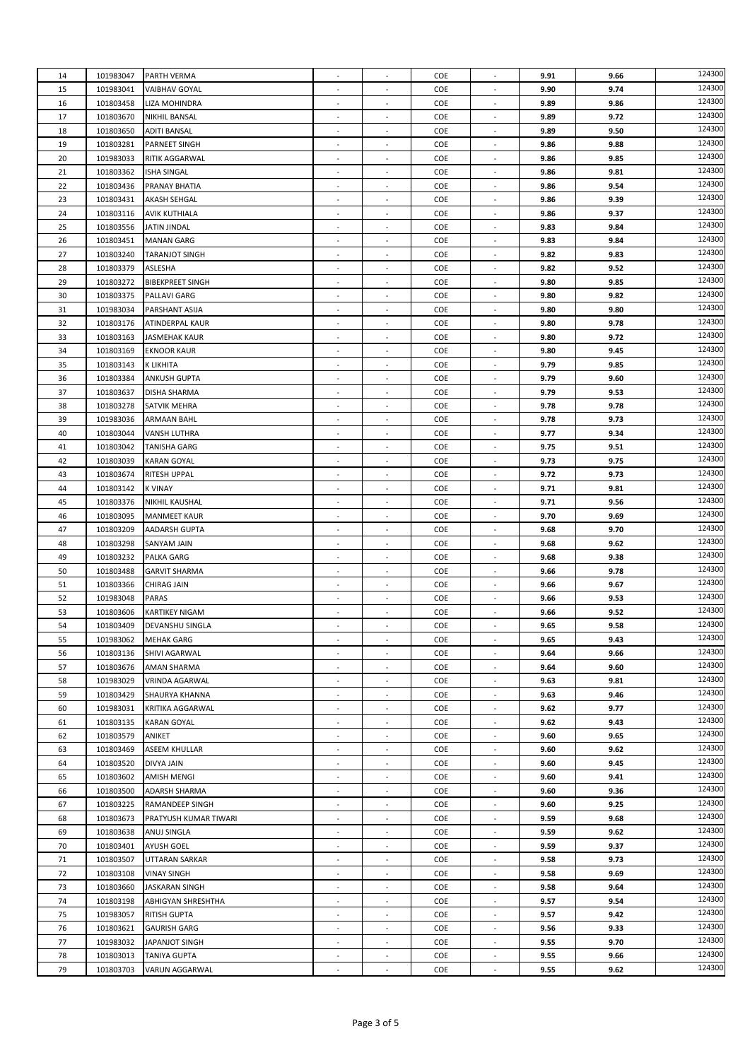| | | | | | | | | | |
|---|---|---|---|---|---|---|---|---|---|
| 14 | 101983047 | PARTH VERMA | - | - | COE | - | **9.91** | **9.66** | 124300 |
| 15 | 101983041 | VAIBHAV GOYAL | - | - | COE | - | **9.90** | **9.74** | 124300 |
| 16 | 101803458 | LIZA MOHINDRA | - | - | COE | - | **9.89** | **9.86** | 124300 |
| 17 | 101803670 | NIKHIL BANSAL | - | - | COE | - | **9.89** | **9.72** | 124300 |
| 18 | 101803650 | ADITI BANSAL | - | - | COE | - | **9.89** | **9.50** | 124300 |
| 19 | 101803281 | PARNEET SINGH | - | - | COE | - | **9.86** | **9.88** | 124300 |
| 20 | 101983033 | RITIK AGGARWAL | - | - | COE | - | **9.86** | **9.85** | 124300 |
| 21 | 101803362 | ISHA SINGAL | - | - | COE | - | **9.86** | **9.81** | 124300 |
| 22 | 101803436 | PRANAY BHATIA | - | - | COE | - | **9.86** | **9.54** | 124300 |
| 23 | 101803431 | AKASH SEHGAL | - | - | COE | - | **9.86** | **9.39** | 124300 |
| 24 | 101803116 | AVIK KUTHIALA | - | - | COE | - | **9.86** | **9.37** | 124300 |
| 25 | 101803556 | JATIN JINDAL | - | - | COE | - | **9.83** | **9.84** | 124300 |
| 26 | 101803451 | MANAN GARG | - | - | COE | - | **9.83** | **9.84** | 124300 |
| 27 | 101803240 | TARANJOT SINGH | - | - | COE | - | **9.82** | **9.83** | 124300 |
| 28 | 101803379 | ASLESHA | - | - | COE | - | **9.82** | **9.52** | 124300 |
| 29 | 101803272 | BIBEKPREET SINGH | - | - | COE | - | **9.80** | **9.85** | 124300 |
| 30 | 101803375 | PALLAVI GARG | - | - | COE | - | **9.80** | **9.82** | 124300 |
| 31 | 101983034 | PARSHANT ASIJA | - | - | COE | - | **9.80** | **9.80** | 124300 |
| 32 | 101803176 | ATINDERPAL KAUR | - | - | COE | - | **9.80** | **9.78** | 124300 |
| 33 | 101803163 | JASMEHAK KAUR | - | - | COE | - | **9.80** | **9.72** | 124300 |
| 34 | 101803169 | EKNOOR KAUR | - | - | COE | - | **9.80** | **9.45** | 124300 |
| 35 | 101803143 | K LIKHITA | - | - | COE | - | **9.79** | **9.85** | 124300 |
| 36 | 101803384 | ANKUSH GUPTA | - | - | COE | - | **9.79** | **9.60** | 124300 |
| 37 | 101803637 | DISHA SHARMA | - | - | COE | - | **9.79** | **9.53** | 124300 |
| 38 | 101803278 | SATVIK MEHRA | - | - | COE | - | **9.78** | **9.78** | 124300 |
| 39 | 101983036 | ARMAAN BAHL | - | - | COE | - | **9.78** | **9.73** | 124300 |
| 40 | 101803044 | VANSH LUTHRA | - | - | COE | - | **9.77** | **9.34** | 124300 |
| 41 | 101803042 | TANISHA GARG | - | - | COE | - | **9.75** | **9.51** | 124300 |
| 42 | 101803039 | KARAN GOYAL | - | - | COE | - | **9.73** | **9.75** | 124300 |
| 43 | 101803674 | RITESH UPPAL | - | - | COE | - | **9.72** | **9.73** | 124300 |
| 44 | 101803142 | K VINAY | - | - | COE | - | **9.71** | **9.81** | 124300 |
| 45 | 101803376 | NIKHIL KAUSHAL | - | - | COE | - | **9.71** | **9.56** | 124300 |
| 46 | 101803095 | MANMEET KAUR | - | - | COE | - | **9.70** | **9.69** | 124300 |
| 47 | 101803209 | AADARSH GUPTA | - | - | COE | - | **9.68** | **9.70** | 124300 |
| 48 | 101803298 | SANYAM JAIN | - | - | COE | - | **9.68** | **9.62** | 124300 |
| 49 | 101803232 | PALKA GARG | - | - | COE | - | **9.68** | **9.38** | 124300 |
| 50 | 101803488 | GARVIT SHARMA | - | - | COE | - | **9.66** | **9.78** | 124300 |
| 51 | 101803366 | CHIRAG JAIN | - | - | COE | - | **9.66** | **9.67** | 124300 |
| 52 | 101983048 | PARAS | - | - | COE | - | **9.66** | **9.53** | 124300 |
| 53 | 101803606 | KARTIKEY NIGAM | - | - | COE | - | **9.66** | **9.52** | 124300 |
| 54 | 101803409 | DEVANSHU SINGLA | - | - | COE | - | **9.65** | **9.58** | 124300 |
| 55 | 101983062 | MEHAK GARG | - | - | COE | - | **9.65** | **9.43** | 124300 |
| 56 | 101803136 | SHIVI AGARWAL | - | - | COE | - | **9.64** | **9.66** | 124300 |
| 57 | 101803676 | AMAN SHARMA | - | - | COE | - | **9.64** | **9.60** | 124300 |
| 58 | 101983029 | VRINDA AGARWAL | - | - | COE | - | **9.63** | **9.81** | 124300 |
| 59 | 101803429 | SHAURYA KHANNA | - | - | COE | - | **9.63** | **9.46** | 124300 |
| 60 | 101983031 | KRITIKA AGGARWAL | - | - | COE | - | **9.62** | **9.77** | 124300 |
| 61 | 101803135 | KARAN GOYAL | - | - | COE | - | **9.62** | **9.43** | 124300 |
| 62 | 101803579 | ANIKET | - | - | COE | - | **9.60** | **9.65** | 124300 |
| 63 | 101803469 | ASEEM KHULLAR | - | - | COE | - | **9.60** | **9.62** | 124300 |
| 64 | 101803520 | DIVYA JAIN | - | - | COE | - | **9.60** | **9.45** | 124300 |
| 65 | 101803602 | AMISH MENGI | - | - | COE | - | **9.60** | **9.41** | 124300 |
| 66 | 101803500 | ADARSH SHARMA | - | - | COE | - | **9.60** | **9.36** | 124300 |
| 67 | 101803225 | RAMANDEEP SINGH | - | - | COE | - | **9.60** | **9.25** | 124300 |
| 68 | 101803673 | PRATYUSH KUMAR TIWARI | - | - | COE | - | **9.59** | **9.68** | 124300 |
| 69 | 101803638 | ANUJ SINGLA | - | - | COE | - | **9.59** | **9.62** | 124300 |
| 70 | 101803401 | AYUSH GOEL | - | - | COE | - | **9.59** | **9.37** | 124300 |
| 71 | 101803507 | UTTARAN SARKAR | - | - | COE | - | **9.58** | **9.73** | 124300 |
| 72 | 101803108 | VINAY SINGH | - | - | COE | - | **9.58** | **9.69** | 124300 |
| 73 | 101803660 | JASKARAN SINGH | - | - | COE | - | **9.58** | **9.64** | 124300 |
| 74 | 101803198 | ABHIGYAN SHRESHTHA | - | - | COE | - | **9.57** | **9.54** | 124300 |
| 75 | 101983057 | RITISH GUPTA | - | - | COE | - | **9.57** | **9.42** | 124300 |
| 76 | 101803621 | GAURISH GARG | - | - | COE | - | **9.56** | **9.33** | 124300 |
| 77 | 101983032 | JAPANJOT SINGH | - | - | COE | - | **9.55** | **9.70** | 124300 |
| 78 | 101803013 | TANIYA GUPTA | - | - | COE | - | **9.55** | **9.66** | 124300 |
| 79 | 101803703 | VARUN AGGARWAL | - | - | COE | - | **9.55** | **9.62** | 124300 |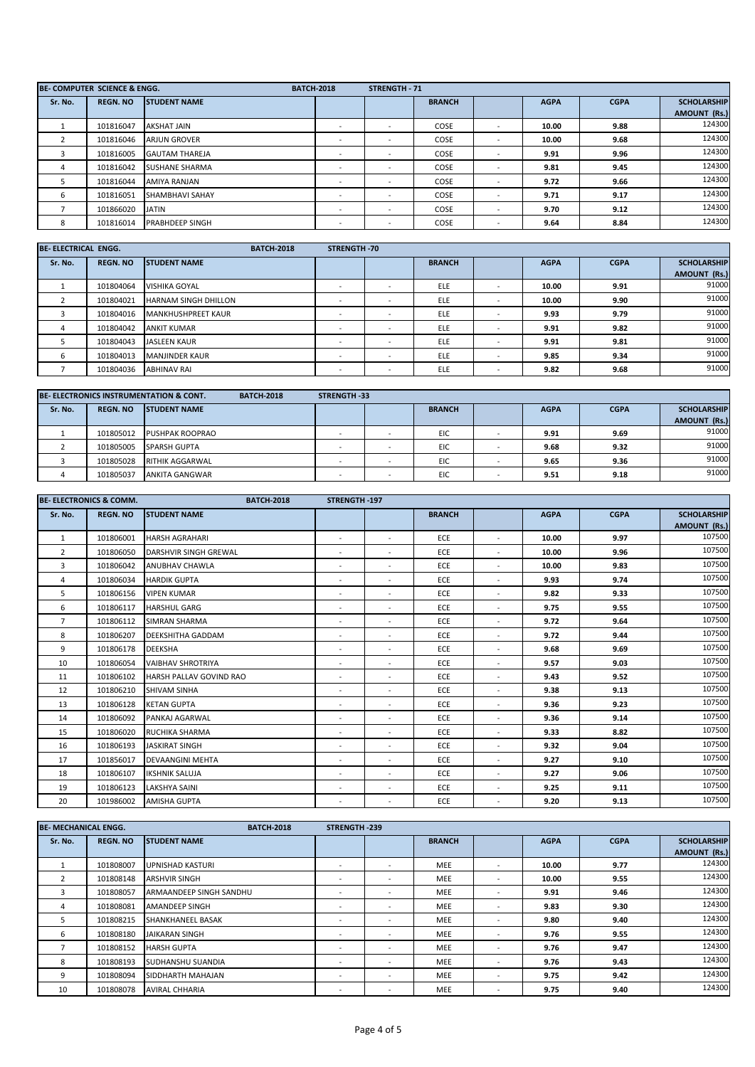| BE- COMPUTER SCIENCE & ENGG. | | | BATCH-2018 | STRENGTH - 71 | | | | | |
|---|---|---|---|---|---|---|---|---|---|
| Sr. No. | REGN. NO | STUDENT NAME | | | BRANCH | | AGPA | CGPA | SCHOLARSHIP AMOUNT (Rs.) |
| 1 | 101816047 | AKSHAT JAIN | - | - | COSE | - | **10.00** | **9.88** | 124300 |
| 2 | 101816046 | ARJUN GROVER | - | - | COSE | - | **10.00** | **9.68** | 124300 |
| 3 | 101816005 | GAUTAM THAREJA | - | - | COSE | - | **9.91** | **9.96** | 124300 |
| 4 | 101816042 | SUSHANE SHARMA | - | - | COSE | - | **9.81** | **9.45** | 124300 |
| 5 | 101816044 | AMIYA RANJAN | - | - | COSE | - | **9.72** | **9.66** | 124300 |
| 6 | 101816051 | SHAMBHAVI SAHAY | - | - | COSE | - | **9.71** | **9.17** | 124300 |
| 7 | 101866020 | JATIN | - | - | COSE | - | **9.70** | **9.12** | 124300 |
| 8 | 101816014 | PRABHDEEP SINGH | - | - | COSE | - | **9.64** | **8.84** | 124300 |

| BE- ELECTRICAL ENGG. | | | BATCH-2018 | STRENGTH -70 | | | | | |
|---|---|---|---|---|---|---|---|---|---|
| Sr. No. | REGN. NO | STUDENT NAME | | | BRANCH | | AGPA | CGPA | SCHOLARSHIP AMOUNT (Rs.) |
| 1 | 101804064 | VISHIKA GOYAL | - | - | ELE | - | **10.00** | **9.91** | 91000 |
| 2 | 101804021 | HARNAM SINGH DHILLON | - | - | ELE | - | **10.00** | **9.90** | 91000 |
| 3 | 101804016 | MANKHUSHPREET KAUR | - | - | ELE | - | **9.93** | **9.79** | 91000 |
| 4 | 101804042 | ANKIT KUMAR | - | - | ELE | - | **9.91** | **9.82** | 91000 |
| 5 | 101804043 | JASLEEN KAUR | - | - | ELE | - | **9.91** | **9.81** | 91000 |
| 6 | 101804013 | MANJINDER KAUR | - | - | ELE | - | **9.85** | **9.34** | 91000 |
| 7 | 101804036 | ABHINAV RAI | - | - | ELE | - | **9.82** | **9.68** | 91000 |

| BE- ELECTRONICS INSTRUMENTATION & CONT. | | | BATCH-2018 | STRENGTH -33 | | | | | |
|---|---|---|---|---|---|---|---|---|---|
| Sr. No. | REGN. NO | STUDENT NAME | | | BRANCH | | AGPA | CGPA | SCHOLARSHIP AMOUNT (Rs.) |
| 1 | 101805012 | PUSHPAK ROOPRAO | - | - | EIC | - | **9.91** | **9.69** | 91000 |
| 2 | 101805005 | SPARSH GUPTA | - | - | EIC | - | **9.68** | **9.32** | 91000 |
| 3 | 101805028 | RITHIK AGGARWAL | - | - | EIC | - | **9.65** | **9.36** | 91000 |
| 4 | 101805037 | ANKITA GANGWAR | - | - | EIC | - | **9.51** | **9.18** | 91000 |

| BE- ELECTRONICS & COMM. | | | BATCH-2018 | STRENGTH -197 | | | | | |
|---|---|---|---|---|---|---|---|---|---|
| Sr. No. | REGN. NO | STUDENT NAME | | | BRANCH | | AGPA | CGPA | SCHOLARSHIP AMOUNT (Rs.) |
| 1 | 101806001 | HARSH AGRAHARI | - | - | ECE | - | **10.00** | **9.97** | 107500 |
| 2 | 101806050 | DARSHVIR SINGH GREWAL | - | - | ECE | - | **10.00** | **9.96** | 107500 |
| 3 | 101806042 | ANUBHAV CHAWLA | - | - | ECE | - | **10.00** | **9.83** | 107500 |
| 4 | 101806034 | HARDIK GUPTA | - | - | ECE | - | **9.93** | **9.74** | 107500 |
| 5 | 101806156 | VIPEN KUMAR | - | - | ECE | - | **9.82** | **9.33** | 107500 |
| 6 | 101806117 | HARSHUL GARG | - | - | ECE | - | **9.75** | **9.55** | 107500 |
| 7 | 101806112 | SIMRAN SHARMA | - | - | ECE | - | **9.72** | **9.64** | 107500 |
| 8 | 101806207 | DEEKSHITHA GADDAM | - | - | ECE | - | **9.72** | **9.44** | 107500 |
| 9 | 101806178 | DEEKSHA | - | - | ECE | - | **9.68** | **9.69** | 107500 |
| 10 | 101806054 | VAIBHAV SHROTRIYA | - | - | ECE | - | **9.57** | **9.03** | 107500 |
| 11 | 101806102 | HARSH PALLAV GOVIND RAO | - | - | ECE | - | **9.43** | **9.52** | 107500 |
| 12 | 101806210 | SHIVAM SINHA | - | - | ECE | - | **9.38** | **9.13** | 107500 |
| 13 | 101806128 | KETAN GUPTA | - | - | ECE | - | **9.36** | **9.23** | 107500 |
| 14 | 101806092 | PANKAJ AGARWAL | - | - | ECE | - | **9.36** | **9.14** | 107500 |
| 15 | 101806020 | RUCHIKA SHARMA | - | - | ECE | - | **9.33** | **8.82** | 107500 |
| 16 | 101806193 | JASKIRAT SINGH | - | - | ECE | - | **9.32** | **9.04** | 107500 |
| 17 | 101856017 | DEVAANGINI MEHTA | - | - | ECE | - | **9.27** | **9.10** | 107500 |
| 18 | 101806107 | IKSHNIK SALUJA | - | - | ECE | - | **9.27** | **9.06** | 107500 |
| 19 | 101806123 | LAKSHYA SAINI | - | - | ECE | - | **9.25** | **9.11** | 107500 |
| 20 | 101986002 | AMISHA GUPTA | - | - | ECE | - | **9.20** | **9.13** | 107500 |

| BE- MECHANICAL ENGG. | | | BATCH-2018 | STRENGTH -239 | | | | | |
|---|---|---|---|---|---|---|---|---|---|
| Sr. No. | REGN. NO | STUDENT NAME | | | BRANCH | | AGPA | CGPA | SCHOLARSHIP AMOUNT (Rs.) |
| 1 | 101808007 | UPNISHAD KASTURI | - | - | MEE | - | **10.00** | **9.77** | 124300 |
| 2 | 101808148 | ARSHVIR SINGH | - | - | MEE | - | **10.00** | **9.55** | 124300 |
| 3 | 101808057 | ARMAANDEEP SINGH SANDHU | - | - | MEE | - | **9.91** | **9.46** | 124300 |
| 4 | 101808081 | AMANDEEP SINGH | - | - | MEE | - | **9.83** | **9.30** | 124300 |
| 5 | 101808215 | SHANKHANEEL BASAK | - | - | MEE | - | **9.80** | **9.40** | 124300 |
| 6 | 101808180 | JAIKARAN SINGH | - | - | MEE | - | **9.76** | **9.55** | 124300 |
| 7 | 101808152 | HARSH GUPTA | - | - | MEE | - | **9.76** | **9.47** | 124300 |
| 8 | 101808193 | SUDHANSHU SUANDIA | - | - | MEE | - | **9.76** | **9.43** | 124300 |
| 9 | 101808094 | SIDDHARTH MAHAJAN | - | - | MEE | - | **9.75** | **9.42** | 124300 |
| 10 | 101808078 | AVIRAL CHHARIA | - | - | MEE | - | **9.75** | **9.40** | 124300 |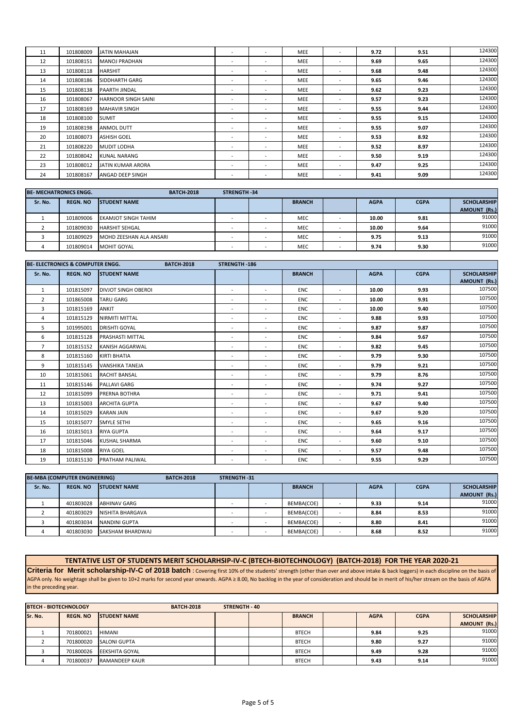| | | | | | | | | | |
|---|---|---|---|---|---|---|---|---|---|
| 11 | 101808009 | JATIN MAHAJAN | - | - | MEE | - | 9.72 | 9.51 | 124300 |
| 12 | 101808151 | MANOJ PRADHAN | - | - | MEE | - | 9.69 | 9.65 | 124300 |
| 13 | 101808118 | HARSHIT | - | - | MEE | - | 9.68 | 9.48 | 124300 |
| 14 | 101808186 | SIDDHARTH GARG | - | - | MEE | - | 9.65 | 9.46 | 124300 |
| 15 | 101808138 | PAARTH JINDAL | - | - | MEE | - | 9.62 | 9.23 | 124300 |
| 16 | 101808067 | HARNOOR SINGH SAINI | - | - | MEE | - | 9.57 | 9.23 | 124300 |
| 17 | 101808169 | MAHAVIR SINGH | - | - | MEE | - | 9.55 | 9.44 | 124300 |
| 18 | 101808100 | SUMIT | - | - | MEE | - | 9.55 | 9.15 | 124300 |
| 19 | 101808198 | ANMOL DUTT | - | - | MEE | - | 9.55 | 9.07 | 124300 |
| 20 | 101808073 | ASHISH GOEL | - | - | MEE | - | 9.53 | 8.92 | 124300 |
| 21 | 101808220 | MUDIT LODHA | - | - | MEE | - | 9.52 | 8.97 | 124300 |
| 22 | 101808042 | KUNAL NARANG | - | - | MEE | - | 9.50 | 9.19 | 124300 |
| 23 | 101808012 | JATIN KUMAR ARORA | - | - | MEE | - | 9.47 | 9.25 | 124300 |
| 24 | 101808167 | ANGAD DEEP SINGH | - | - | MEE | - | 9.41 | 9.09 | 124300 |

| BE- MECHATRONICS ENGG. | | BATCH-2018 | STRENGTH -34 | | | | | | |
|---|---|---|---|---|---|---|---|---|---|
| Sr. No. | REGN. NO | STUDENT NAME | | | BRANCH | | AGPA | CGPA | SCHOLARSHIP AMOUNT (Rs.) |
| 1 | 101809006 | EKAMJOT SINGH TAHIM | - | - | MEC | - | 10.00 | 9.81 | 91000 |
| 2 | 101809030 | HARSHIT SEHGAL | - | - | MEC | - | 10.00 | 9.64 | 91000 |
| 3 | 101809029 | MOHD ZEESHAN ALA ANSARI | - | - | MEC | - | 9.75 | 9.13 | 91000 |
| 4 | 101809014 | MOHIT GOYAL | - | - | MEC | - | 9.74 | 9.30 | 91000 |

| BE- ELECTRONICS & COMPUTER ENGG. | | BATCH-2018 | STRENGTH -186 | | | | | | |
|---|---|---|---|---|---|---|---|---|---|
| Sr. No. | REGN. NO | STUDENT NAME | | | BRANCH | | AGPA | CGPA | SCHOLARSHIP AMOUNT (Rs.) |
| 1 | 101815097 | DIVJOT SINGH OBEROI | - | - | ENC | - | 10.00 | 9.93 | 107500 |
| 2 | 101865008 | TARU GARG | - | - | ENC | - | 10.00 | 9.91 | 107500 |
| 3 | 101815169 | ANKIT | - | - | ENC | - | 10.00 | 9.40 | 107500 |
| 4 | 101815129 | NIRMITI MITTAL | - | - | ENC | - | 9.88 | 9.93 | 107500 |
| 5 | 101995001 | DRISHTI GOYAL | - | - | ENC | - | 9.87 | 9.87 | 107500 |
| 6 | 101815128 | PRASHASTI MITTAL | - | - | ENC | - | 9.84 | 9.67 | 107500 |
| 7 | 101815152 | KANISH AGGARWAL | - | - | ENC | - | 9.82 | 9.45 | 107500 |
| 8 | 101815160 | KIRTI BHATIA | - | - | ENC | - | 9.79 | 9.30 | 107500 |
| 9 | 101815145 | VANSHIKA TANEJA | - | - | ENC | - | 9.79 | 9.21 | 107500 |
| 10 | 101815061 | RACHIT BANSAL | - | - | ENC | - | 9.79 | 8.76 | 107500 |
| 11 | 101815146 | PALLAVI GARG | - | - | ENC | - | 9.74 | 9.27 | 107500 |
| 12 | 101815099 | PRERNA BOTHRA | - | - | ENC | - | 9.71 | 9.41 | 107500 |
| 13 | 101815003 | ARCHITA GUPTA | - | - | ENC | - | 9.67 | 9.40 | 107500 |
| 14 | 101815029 | KARAN JAIN | - | - | ENC | - | 9.67 | 9.20 | 107500 |
| 15 | 101815077 | SMYLE SETHI | - | - | ENC | - | 9.65 | 9.16 | 107500 |
| 16 | 101815013 | RIYA GUPTA | - | - | ENC | - | 9.64 | 9.17 | 107500 |
| 17 | 101815046 | KUSHAL SHARMA | - | - | ENC | - | 9.60 | 9.10 | 107500 |
| 18 | 101815008 | RIYA GOEL | - | - | ENC | - | 9.57 | 9.48 | 107500 |
| 19 | 101815130 | PRATHAM PALIWAL | - | - | ENC | - | 9.55 | 9.29 | 107500 |

| BE-MBA (COMPUTER ENGINEERING) | | BATCH-2018 | STRENGTH -31 | | | | | | |
|---|---|---|---|---|---|---|---|---|---|
| Sr. No. | REGN. NO | STUDENT NAME | | | BRANCH | | AGPA | CGPA | SCHOLARSHIP AMOUNT (Rs.) |
| 1 | 401803028 | ABHINAV GARG | - | - | BEMBA(COE) | - | 9.33 | 9.14 | 91000 |
| 2 | 401803029 | NISHITA BHARGAVA | - | - | BEMBA(COE) | - | 8.84 | 8.53 | 91000 |
| 3 | 401803034 | NANDINI GUPTA | - | - | BEMBA(COE) | - | 8.80 | 8.41 | 91000 |
| 4 | 401803030 | SAKSHAM BHARDWAJ | - | - | BEMBA(COE) | - | 8.68 | 8.52 | 91000 |

## TENTATIVE LIST OF STUDENTS MERIT SCHOLARHSIP-IV-C (BTECH-BIOTECHNOLOGY) (BATCH-2018) FOR THE YEAR 2020-21

**Criteria for Merit scholarship-IV-C of 2018 batch** : Covering first 10% of the students' strength (other than over and above intake & back loggers) in each discipline on the basis of AGPA only. No weightage shall be given to 10+2 marks for second year onwards. AGPA ≥ 8.00, No backlog in the year of consideration and should be in merit of his/her stream on the basis of AGPA in the preceding year.

| BTECH - BIOTECHNOLOGY | | BATCH-2018 | STRENGTH - 40 | | | | | | |
|---|---|---|---|---|---|---|---|---|---|
| Sr. No. | REGN. NO | STUDENT NAME | | | BRANCH | | AGPA | CGPA | SCHOLARSHIP AMOUNT (Rs.) |
| 1 | 701800021 | HIMANI | | | BTECH | | 9.84 | 9.25 | 91000 |
| 2 | 701800020 | SALONI GUPTA | | | BTECH | | 9.80 | 9.27 | 91000 |
| 3 | 701800026 | EEKSHITA GOYAL | | | BTECH | | 9.49 | 9.28 | 91000 |
| 4 | 701800037 | RAMANDEEP KAUR | | | BTECH | | 9.43 | 9.14 | 91000 |